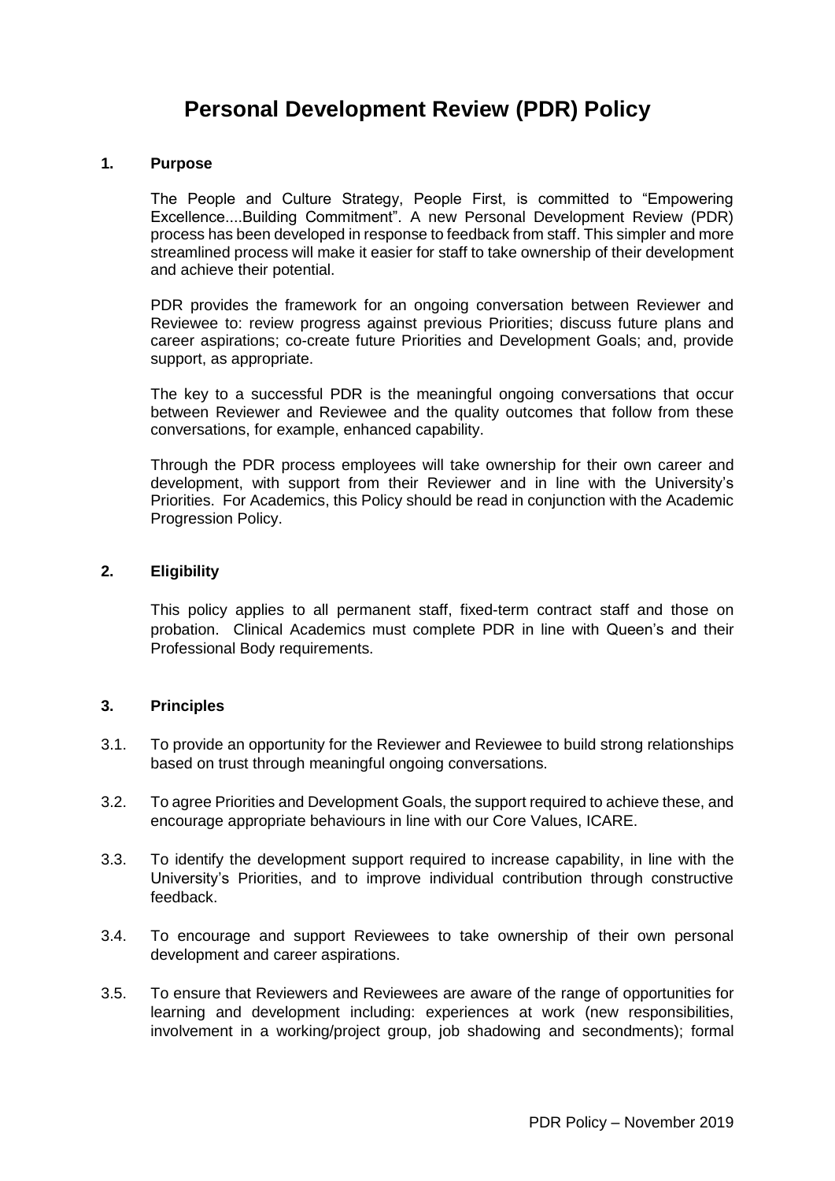# Personal Development Review (PDR) Policy

## 1. Purpose

The People and Culture Strategy, People First, is committed to "Empowering Excellence....Building Commitment". A new Personal Development Review (PDR) process has been developed in response to feedback from staff. This simpler and more streamlined process will make it easier for staff to take ownership of their development and achieve their potential.

PDR provides the framework for an ongoing conversation between Reviewer and Reviewee to: review progress against previous Priorities; discuss future plans and career aspirations; co-create future Priorities and Development Goals; and, provide support, as appropriate.

The key to a successful PDR is the meaningful ongoing conversations that occur between Reviewer and Reviewee and the quality outcomes that follow from these conversations, for example, enhanced capability.

Through the PDR process employees will take ownership for their own career and development, with support from their Reviewer and in line with the University's Priorities. For Academics, this Policy should be read in conjunction with the Academic Progression Policy.

## 2. Eligibility

This policy applies to all permanent staff, fixed-term contract staff and those on probation. Clinical Academics must complete PDR in line with Queen's and their Professional Body requirements.

## 3. Principles

3.1. To provide an opportunity for the Reviewer and Reviewee to build strong relationships based on trust through meaningful ongoing conversations.

3.2. To agree Priorities and Development Goals, the support required to achieve these, and encourage appropriate behaviours in line with our Core Values, ICARE.

3.3. To identify the development support required to increase capability, in line with the University's Priorities, and to improve individual contribution through constructive feedback.

3.4. To encourage and support Reviewees to take ownership of their own personal development and career aspirations.

3.5. To ensure that Reviewers and Reviewees are aware of the range of opportunities for learning and development including: experiences at work (new responsibilities, involvement in a working/project group, job shadowing and secondments); formal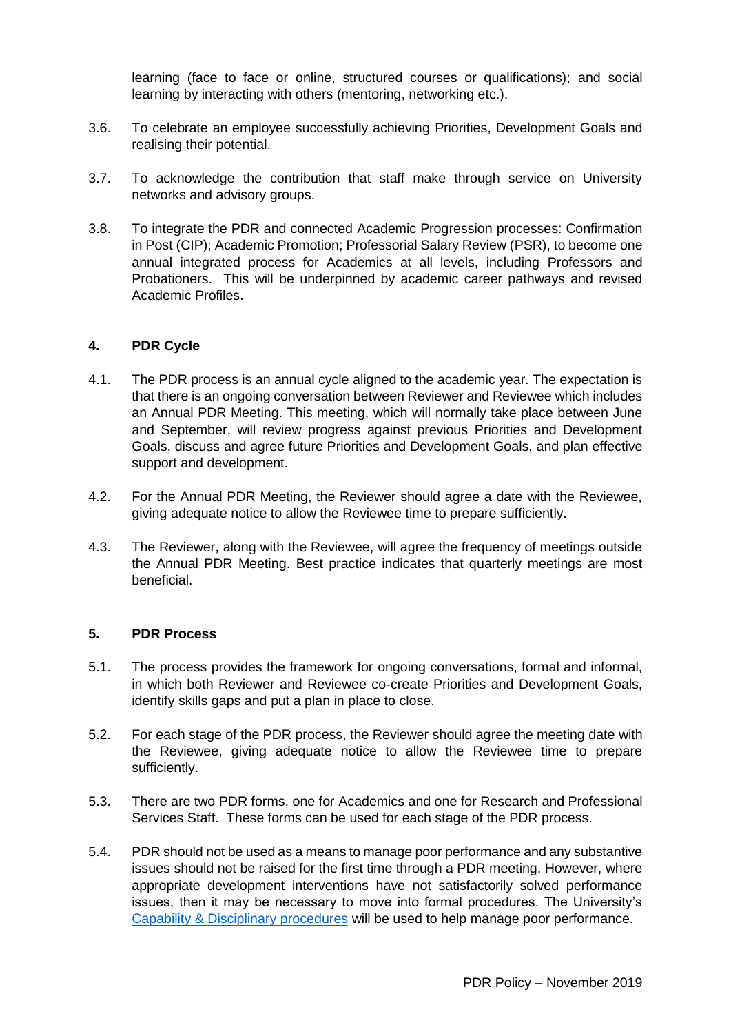learning (face to face or online, structured courses or qualifications); and social learning by interacting with others (mentoring, networking etc.).

3.6. To celebrate an employee successfully achieving Priorities, Development Goals and realising their potential.

3.7. To acknowledge the contribution that staff make through service on University networks and advisory groups.

3.8. To integrate the PDR and connected Academic Progression processes: Confirmation in Post (CIP); Academic Promotion; Professorial Salary Review (PSR), to become one annual integrated process for Academics at all levels, including Professors and Probationers. This will be underpinned by academic career pathways and revised Academic Profiles.

## 4. PDR Cycle

4.1. The PDR process is an annual cycle aligned to the academic year. The expectation is that there is an ongoing conversation between Reviewer and Reviewee which includes an Annual PDR Meeting. This meeting, which will normally take place between June and September, will review progress against previous Priorities and Development Goals, discuss and agree future Priorities and Development Goals, and plan effective support and development.

4.2. For the Annual PDR Meeting, the Reviewer should agree a date with the Reviewee, giving adequate notice to allow the Reviewee time to prepare sufficiently.

4.3. The Reviewer, along with the Reviewee, will agree the frequency of meetings outside the Annual PDR Meeting. Best practice indicates that quarterly meetings are most beneficial.

## 5. PDR Process

5.1. The process provides the framework for ongoing conversations, formal and informal, in which both Reviewer and Reviewee co-create Priorities and Development Goals, identify skills gaps and put a plan in place to close.

5.2. For each stage of the PDR process, the Reviewer should agree the meeting date with the Reviewee, giving adequate notice to allow the Reviewee time to prepare sufficiently.

5.3. There are two PDR forms, one for Academics and one for Research and Professional Services Staff. These forms can be used for each stage of the PDR process.

5.4. PDR should not be used as a means to manage poor performance and any substantive issues should not be raised for the first time through a PDR meeting. However, where appropriate development interventions have not satisfactorily solved performance issues, then it may be necessary to move into formal procedures. The University's Capability & Disciplinary procedures will be used to help manage poor performance.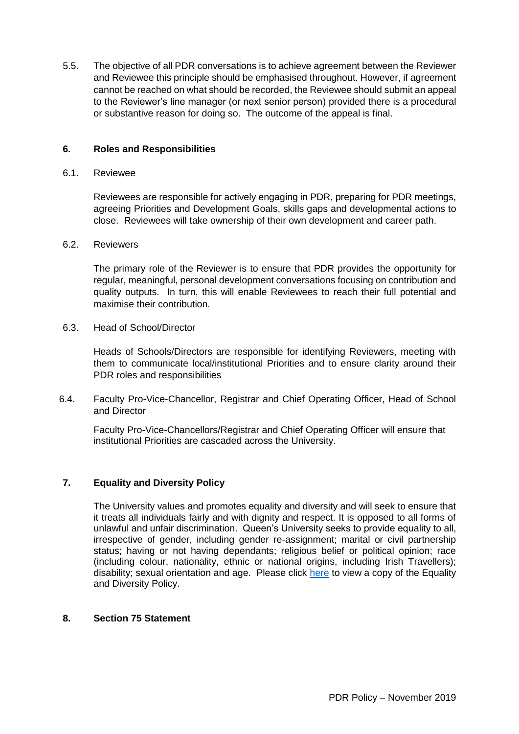5.5. The objective of all PDR conversations is to achieve agreement between the Reviewer and Reviewee this principle should be emphasised throughout. However, if agreement cannot be reached on what should be recorded, the Reviewee should submit an appeal to the Reviewer's line manager (or next senior person) provided there is a procedural or substantive reason for doing so. The outcome of the appeal is final.

## 6. Roles and Responsibilities

6.1. Reviewee

Reviewees are responsible for actively engaging in PDR, preparing for PDR meetings, agreeing Priorities and Development Goals, skills gaps and developmental actions to close. Reviewees will take ownership of their own development and career path.

6.2. Reviewers

The primary role of the Reviewer is to ensure that PDR provides the opportunity for regular, meaningful, personal development conversations focusing on contribution and quality outputs. In turn, this will enable Reviewees to reach their full potential and maximise their contribution.

6.3. Head of School/Director

Heads of Schools/Directors are responsible for identifying Reviewers, meeting with them to communicate local/institutional Priorities and to ensure clarity around their PDR roles and responsibilities

6.4. Faculty Pro-Vice-Chancellor, Registrar and Chief Operating Officer, Head of School and Director

Faculty Pro-Vice-Chancellors/Registrar and Chief Operating Officer will ensure that institutional Priorities are cascaded across the University.

## 7. Equality and Diversity Policy

The University values and promotes equality and diversity and will seek to ensure that it treats all individuals fairly and with dignity and respect. It is opposed to all forms of unlawful and unfair discrimination. Queen's University seeks to provide equality to all, irrespective of gender, including gender re-assignment; marital or civil partnership status; having or not having dependants; religious belief or political opinion; race (including colour, nationality, ethnic or national origins, including Irish Travellers); disability; sexual orientation and age. Please click [here]() to view a copy of the Equality and Diversity Policy.

## 8. Section 75 Statement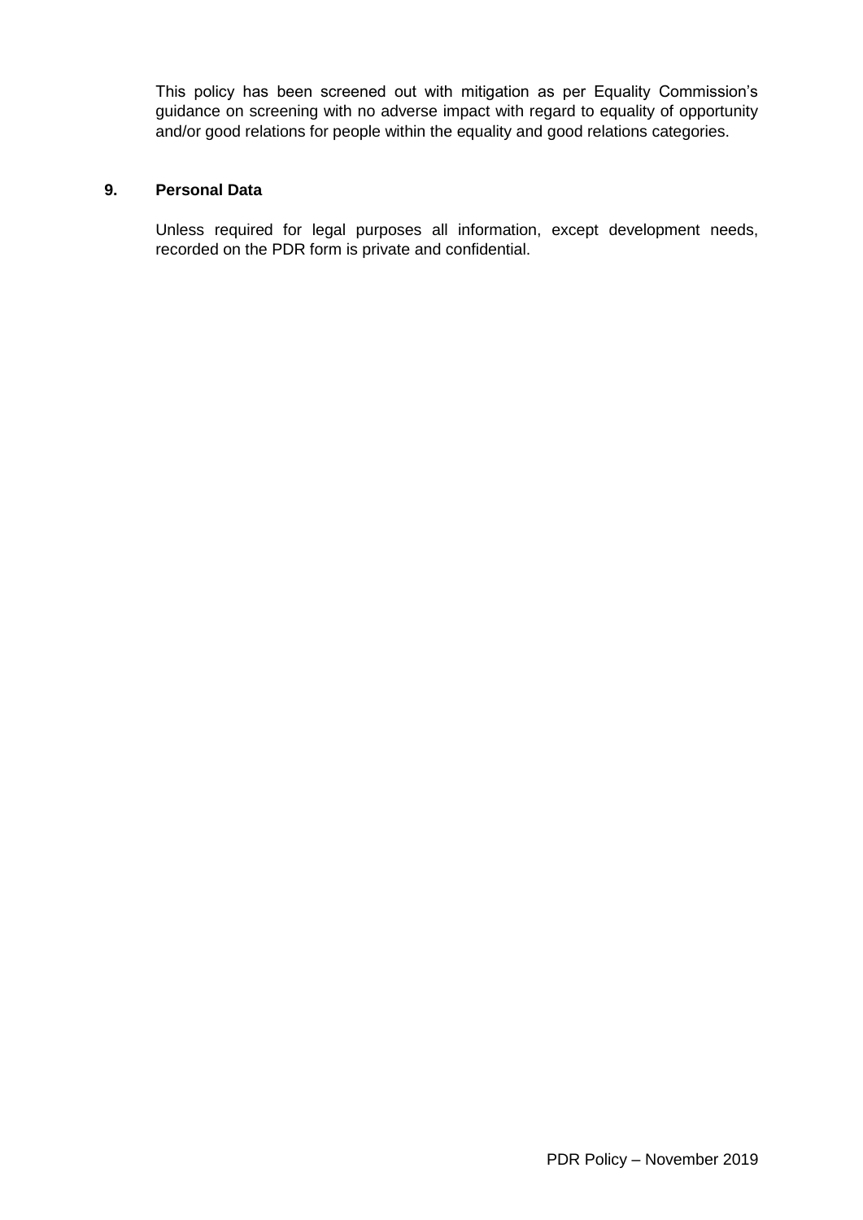This policy has been screened out with mitigation as per Equality Commission's guidance on screening with no adverse impact with regard to equality of opportunity and/or good relations for people within the equality and good relations categories.

## 9. Personal Data

Unless required for legal purposes all information, except development needs, recorded on the PDR form is private and confidential.